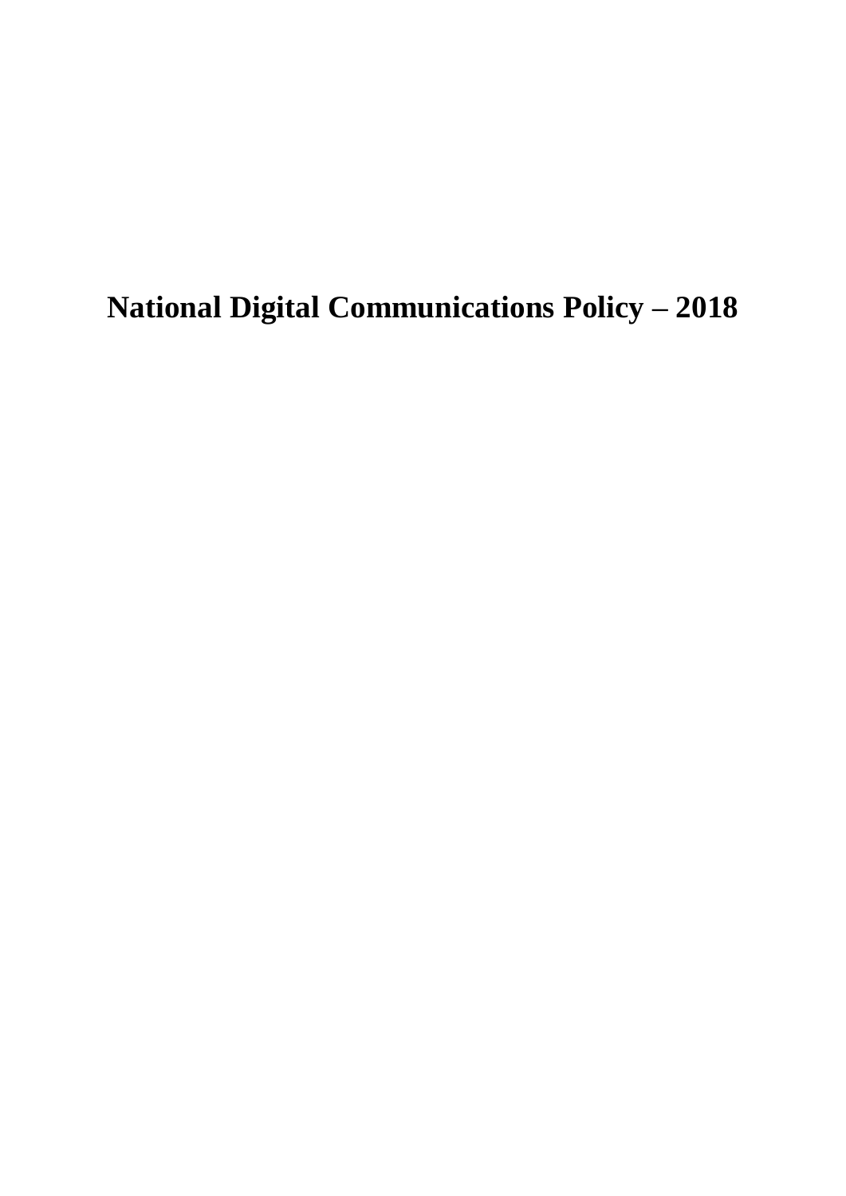# National Digital Communications Policy – 2018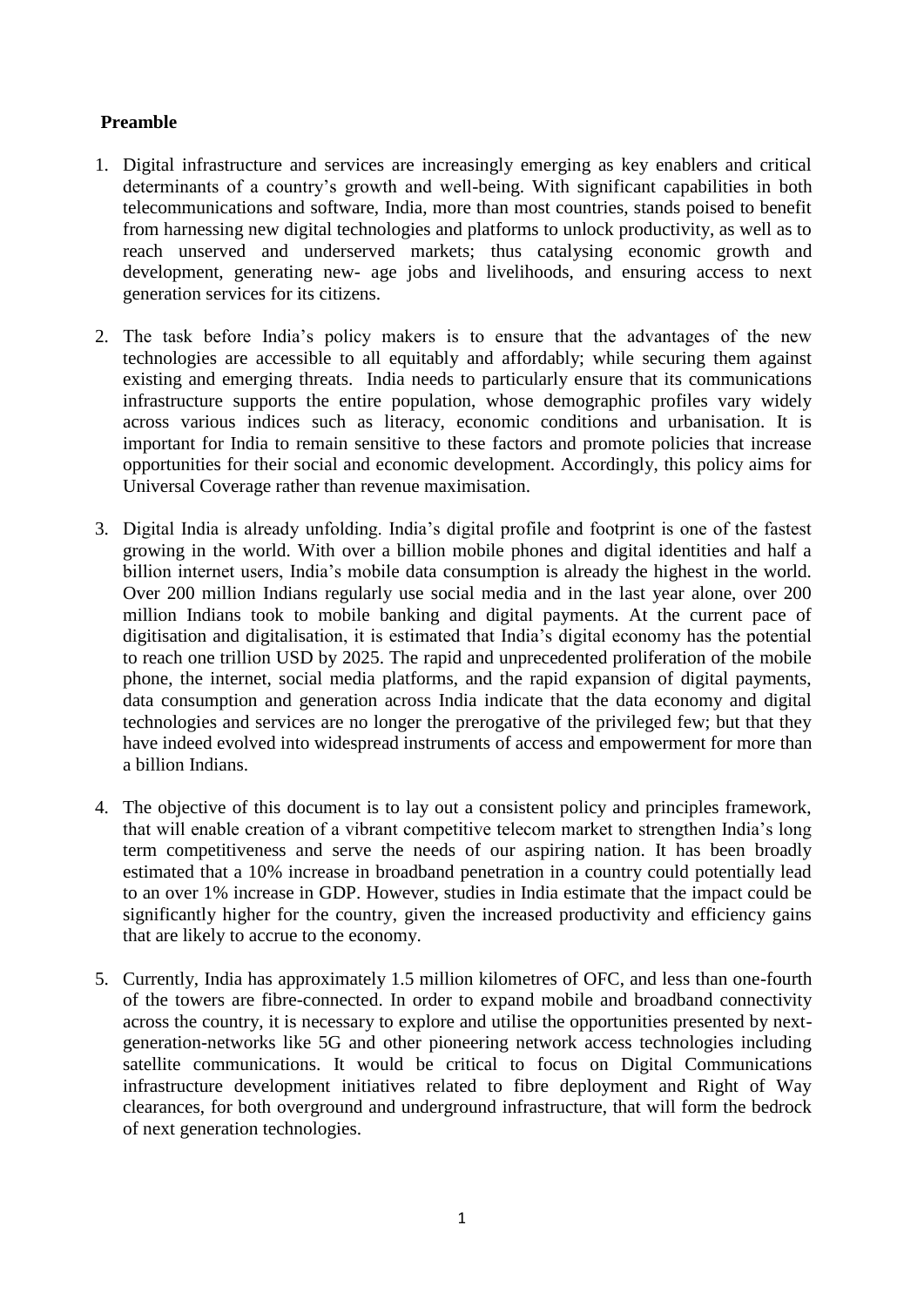**Preamble**

1. Digital infrastructure and services are increasingly emerging as key enablers and critical determinants of a country's growth and well-being. With significant capabilities in both telecommunications and software, India, more than most countries, stands poised to benefit from harnessing new digital technologies and platforms to unlock productivity, as well as to reach unserved and underserved markets; thus catalysing economic growth and development, generating new- age jobs and livelihoods, and ensuring access to next generation services for its citizens.

2. The task before India's policy makers is to ensure that the advantages of the new technologies are accessible to all equitably and affordably; while securing them against existing and emerging threats. India needs to particularly ensure that its communications infrastructure supports the entire population, whose demographic profiles vary widely across various indices such as literacy, economic conditions and urbanisation. It is important for India to remain sensitive to these factors and promote policies that increase opportunities for their social and economic development. Accordingly, this policy aims for Universal Coverage rather than revenue maximisation.

3. Digital India is already unfolding. India's digital profile and footprint is one of the fastest growing in the world. With over a billion mobile phones and digital identities and half a billion internet users, India's mobile data consumption is already the highest in the world. Over 200 million Indians regularly use social media and in the last year alone, over 200 million Indians took to mobile banking and digital payments. At the current pace of digitisation and digitalisation, it is estimated that India's digital economy has the potential to reach one trillion USD by 2025. The rapid and unprecedented proliferation of the mobile phone, the internet, social media platforms, and the rapid expansion of digital payments, data consumption and generation across India indicate that the data economy and digital technologies and services are no longer the prerogative of the privileged few; but that they have indeed evolved into widespread instruments of access and empowerment for more than a billion Indians.

4. The objective of this document is to lay out a consistent policy and principles framework, that will enable creation of a vibrant competitive telecom market to strengthen India's long term competitiveness and serve the needs of our aspiring nation. It has been broadly estimated that a 10% increase in broadband penetration in a country could potentially lead to an over 1% increase in GDP. However, studies in India estimate that the impact could be significantly higher for the country, given the increased productivity and efficiency gains that are likely to accrue to the economy.

5. Currently, India has approximately 1.5 million kilometres of OFC, and less than one-fourth of the towers are fibre-connected. In order to expand mobile and broadband connectivity across the country, it is necessary to explore and utilise the opportunities presented by next-generation-networks like 5G and other pioneering network access technologies including satellite communications. It would be critical to focus on Digital Communications infrastructure development initiatives related to fibre deployment and Right of Way clearances, for both overground and underground infrastructure, that will form the bedrock of next generation technologies.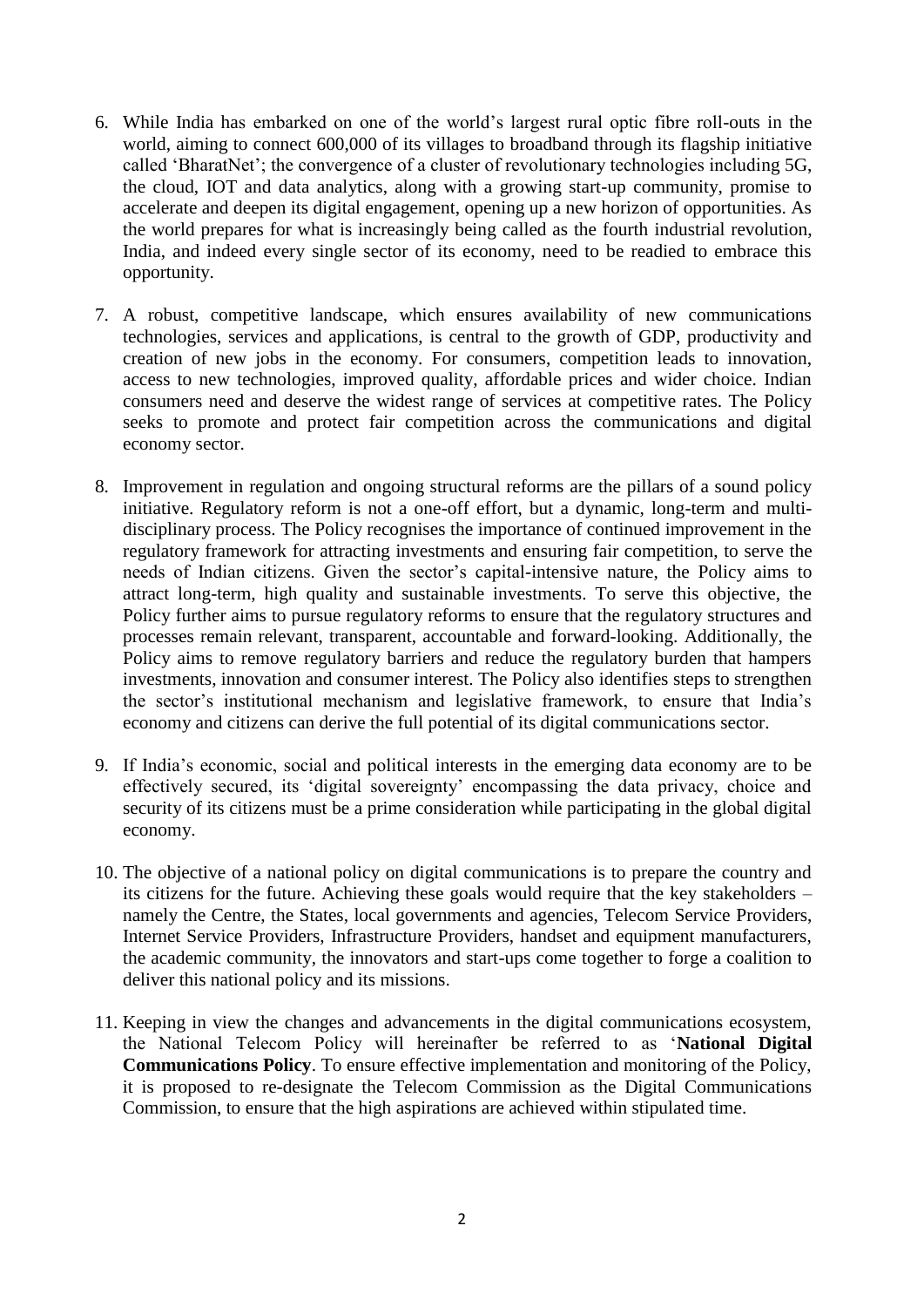6. While India has embarked on one of the world's largest rural optic fibre roll-outs in the world, aiming to connect 600,000 of its villages to broadband through its flagship initiative called 'BharatNet'; the convergence of a cluster of revolutionary technologies including 5G, the cloud, IOT and data analytics, along with a growing start-up community, promise to accelerate and deepen its digital engagement, opening up a new horizon of opportunities. As the world prepares for what is increasingly being called as the fourth industrial revolution, India, and indeed every single sector of its economy, need to be readied to embrace this opportunity.

7. A robust, competitive landscape, which ensures availability of new communications technologies, services and applications, is central to the growth of GDP, productivity and creation of new jobs in the economy. For consumers, competition leads to innovation, access to new technologies, improved quality, affordable prices and wider choice. Indian consumers need and deserve the widest range of services at competitive rates. The Policy seeks to promote and protect fair competition across the communications and digital economy sector.

8. Improvement in regulation and ongoing structural reforms are the pillars of a sound policy initiative. Regulatory reform is not a one-off effort, but a dynamic, long-term and multi-disciplinary process. The Policy recognises the importance of continued improvement in the regulatory framework for attracting investments and ensuring fair competition, to serve the needs of Indian citizens. Given the sector's capital-intensive nature, the Policy aims to attract long-term, high quality and sustainable investments. To serve this objective, the Policy further aims to pursue regulatory reforms to ensure that the regulatory structures and processes remain relevant, transparent, accountable and forward-looking. Additionally, the Policy aims to remove regulatory barriers and reduce the regulatory burden that hampers investments, innovation and consumer interest. The Policy also identifies steps to strengthen the sector's institutional mechanism and legislative framework, to ensure that India's economy and citizens can derive the full potential of its digital communications sector.

9. If India's economic, social and political interests in the emerging data economy are to be effectively secured, its 'digital sovereignty' encompassing the data privacy, choice and security of its citizens must be a prime consideration while participating in the global digital economy.

10. The objective of a national policy on digital communications is to prepare the country and its citizens for the future. Achieving these goals would require that the key stakeholders – namely the Centre, the States, local governments and agencies, Telecom Service Providers, Internet Service Providers, Infrastructure Providers, handset and equipment manufacturers, the academic community, the innovators and start-ups come together to forge a coalition to deliver this national policy and its missions.

11. Keeping in view the changes and advancements in the digital communications ecosystem, the National Telecom Policy will hereinafter be referred to as '**National Digital Communications Policy**. To ensure effective implementation and monitoring of the Policy, it is proposed to re-designate the Telecom Commission as the Digital Communications Commission, to ensure that the high aspirations are achieved within stipulated time.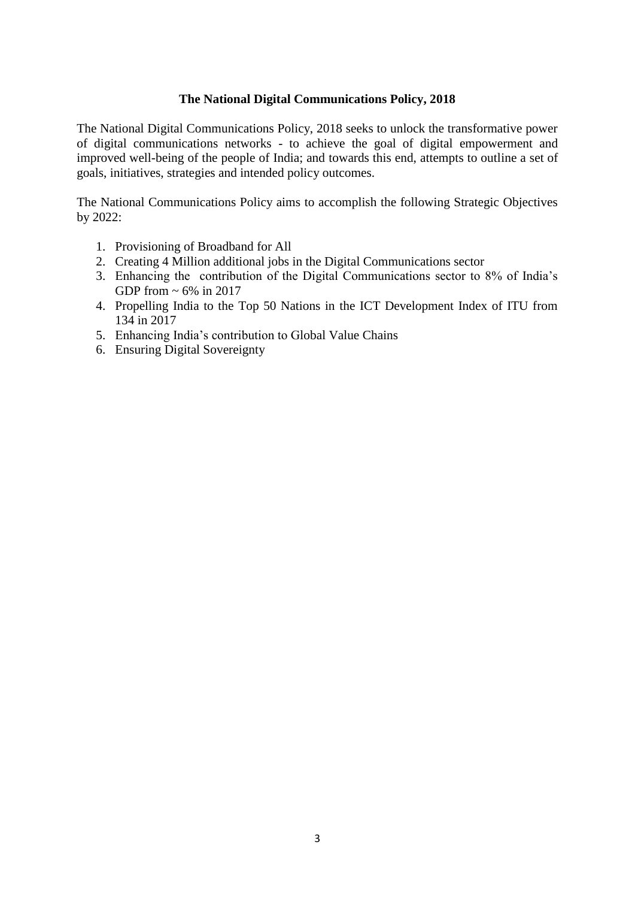**The National Digital Communications Policy, 2018**

The National Digital Communications Policy, 2018 seeks to unlock the transformative power of digital communications networks - to achieve the goal of digital empowerment and improved well-being of the people of India; and towards this end, attempts to outline a set of goals, initiatives, strategies and intended policy outcomes.

The National Communications Policy aims to accomplish the following Strategic Objectives by 2022:

1. Provisioning of Broadband for All
2. Creating 4 Million additional jobs in the Digital Communications sector
3. Enhancing the contribution of the Digital Communications sector to 8% of India's GDP from ~ 6% in 2017
4. Propelling India to the Top 50 Nations in the ICT Development Index of ITU from 134 in 2017
5. Enhancing India's contribution to Global Value Chains
6. Ensuring Digital Sovereignty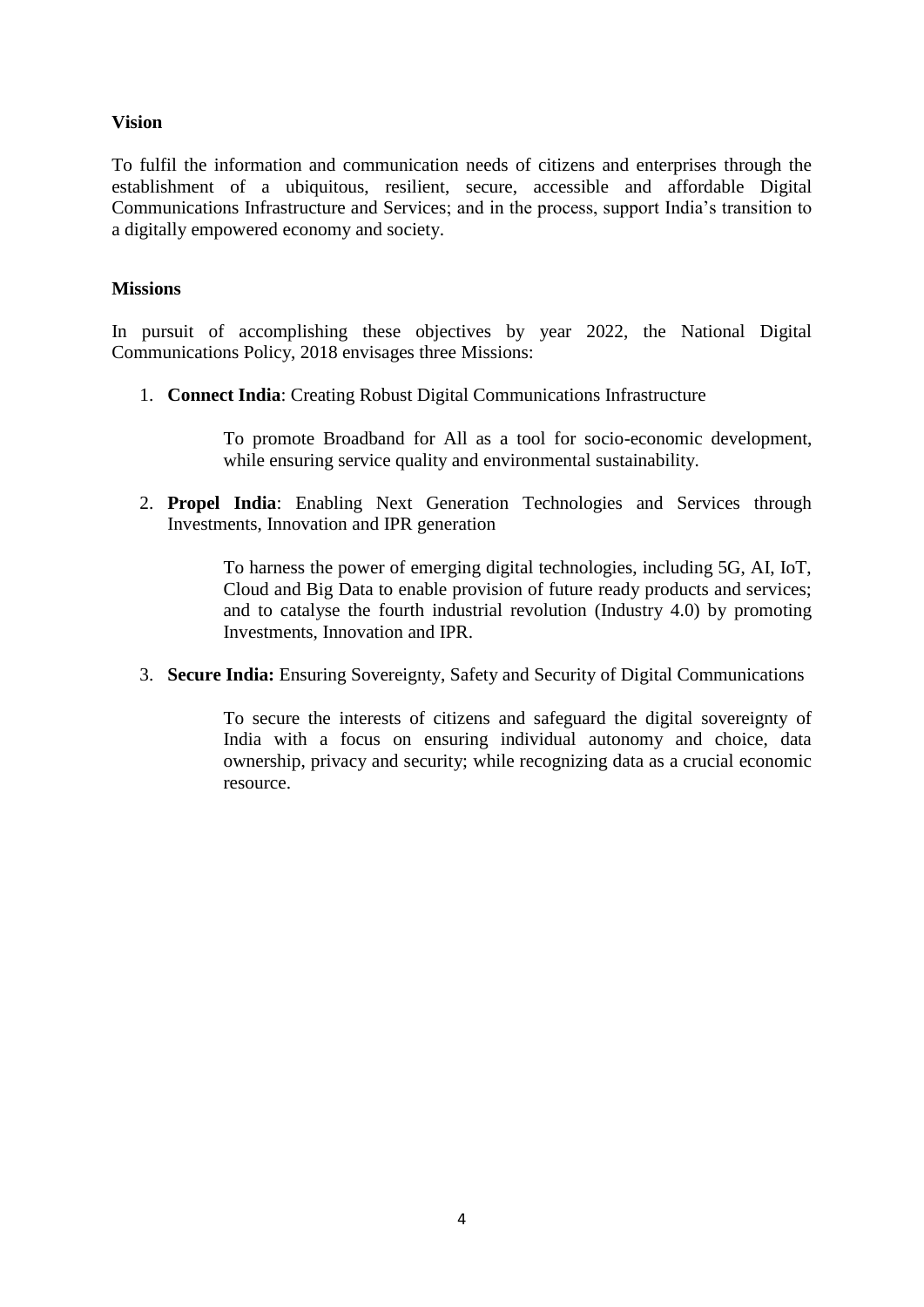**Vision**

To fulfil the information and communication needs of citizens and enterprises through the establishment of a ubiquitous, resilient, secure, accessible and affordable Digital Communications Infrastructure and Services; and in the process, support India's transition to a digitally empowered economy and society.

**Missions**

In pursuit of accomplishing these objectives by year 2022, the National Digital Communications Policy, 2018 envisages three Missions:

1. **Connect India**: Creating Robust Digital Communications Infrastructure

   To promote Broadband for All as a tool for socio-economic development, while ensuring service quality and environmental sustainability.

2. **Propel India**: Enabling Next Generation Technologies and Services through Investments, Innovation and IPR generation

   To harness the power of emerging digital technologies, including 5G, AI, IoT, Cloud and Big Data to enable provision of future ready products and services; and to catalyse the fourth industrial revolution (Industry 4.0) by promoting Investments, Innovation and IPR.

3. **Secure India:** Ensuring Sovereignty, Safety and Security of Digital Communications

   To secure the interests of citizens and safeguard the digital sovereignty of India with a focus on ensuring individual autonomy and choice, data ownership, privacy and security; while recognizing data as a crucial economic resource.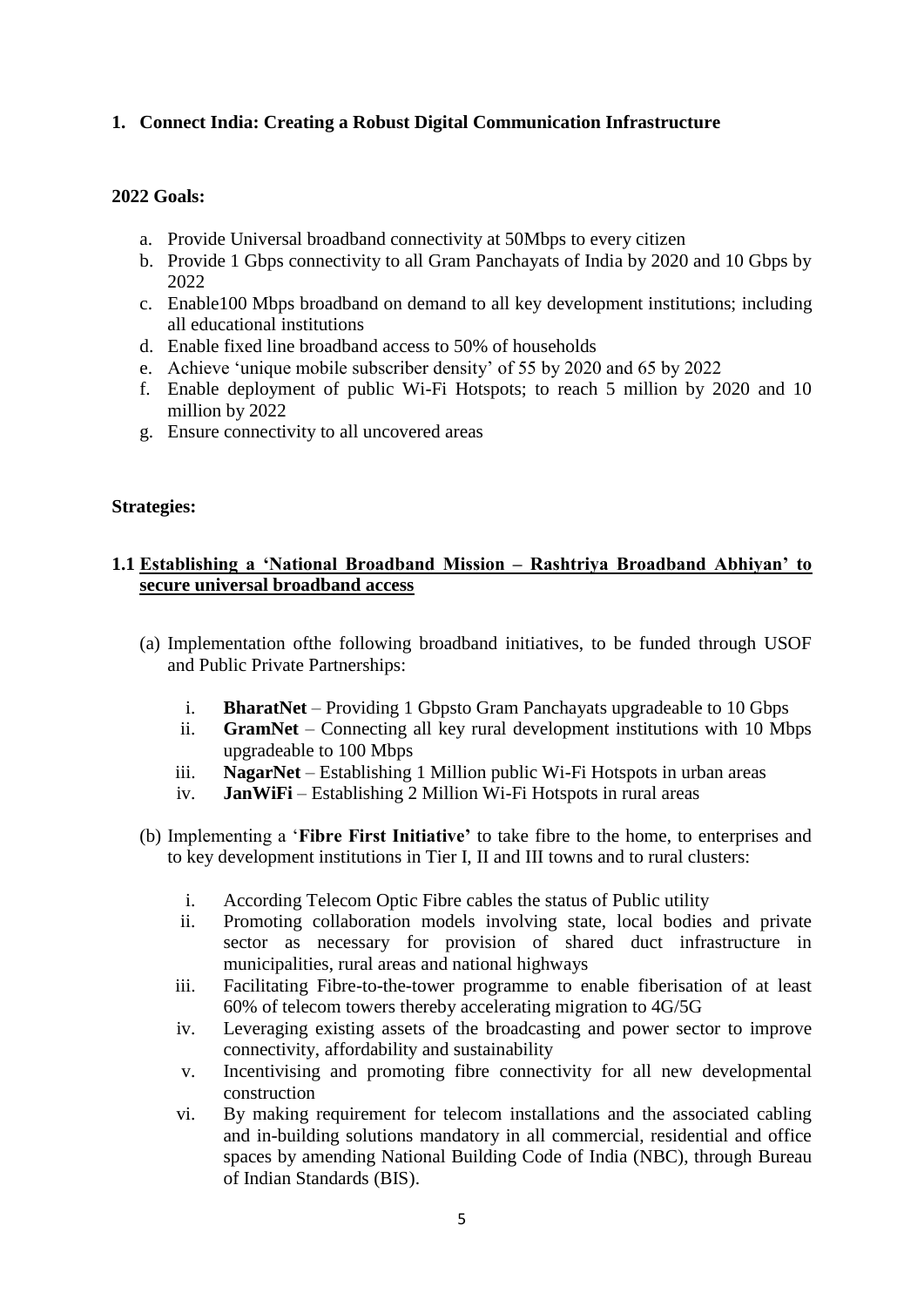## 1. Connect India: Creating a Robust Digital Communication Infrastructure

### 2022 Goals:

a. Provide Universal broadband connectivity at 50Mbps to every citizen
b. Provide 1 Gbps connectivity to all Gram Panchayats of India by 2020 and 10 Gbps by 2022
c. Enable100 Mbps broadband on demand to all key development institutions; including all educational institutions
d. Enable fixed line broadband access to 50% of households
e. Achieve 'unique mobile subscriber density' of 55 by 2020 and 65 by 2022
f. Enable deployment of public Wi-Fi Hotspots; to reach 5 million by 2020 and 10 million by 2022
g. Ensure connectivity to all uncovered areas

### Strategies:

#### 1.1 Establishing a 'National Broadband Mission – Rashtriya Broadband Abhiyan' to secure universal broadband access

(a) Implementation ofthe following broadband initiatives, to be funded through USOF and Public Private Partnerships:

i. **BharatNet** – Providing 1 Gbpsto Gram Panchayats upgradeable to 10 Gbps
ii. **GramNet** – Connecting all key rural development institutions with 10 Mbps upgradeable to 100 Mbps
iii. **NagarNet** – Establishing 1 Million public Wi-Fi Hotspots in urban areas
iv. **JanWiFi** – Establishing 2 Million Wi-Fi Hotspots in rural areas

(b) Implementing a '**Fibre First Initiative'** to take fibre to the home, to enterprises and to key development institutions in Tier I, II and III towns and to rural clusters:

i. According Telecom Optic Fibre cables the status of Public utility
ii. Promoting collaboration models involving state, local bodies and private sector as necessary for provision of shared duct infrastructure in municipalities, rural areas and national highways
iii. Facilitating Fibre-to-the-tower programme to enable fiberisation of at least 60% of telecom towers thereby accelerating migration to 4G/5G
iv. Leveraging existing assets of the broadcasting and power sector to improve connectivity, affordability and sustainability
v. Incentivising and promoting fibre connectivity for all new developmental construction
vi. By making requirement for telecom installations and the associated cabling and in-building solutions mandatory in all commercial, residential and office spaces by amending National Building Code of India (NBC), through Bureau of Indian Standards (BIS).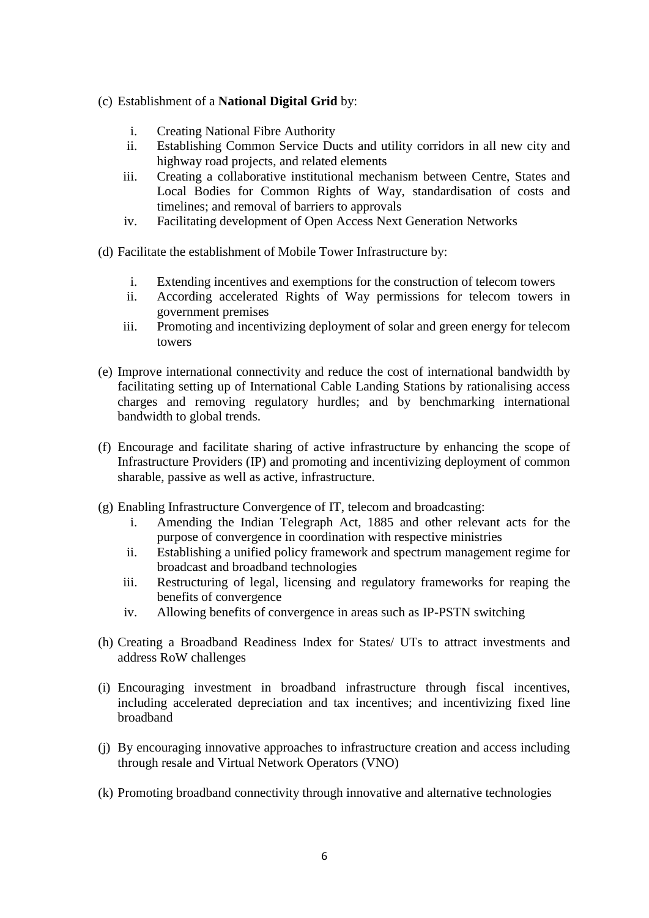(c) Establishment of a **National Digital Grid** by:

  i. Creating National Fibre Authority
  ii. Establishing Common Service Ducts and utility corridors in all new city and highway road projects, and related elements
  iii. Creating a collaborative institutional mechanism between Centre, States and Local Bodies for Common Rights of Way, standardisation of costs and timelines; and removal of barriers to approvals
  iv. Facilitating development of Open Access Next Generation Networks

(d) Facilitate the establishment of Mobile Tower Infrastructure by:

  i. Extending incentives and exemptions for the construction of telecom towers
  ii. According accelerated Rights of Way permissions for telecom towers in government premises
  iii. Promoting and incentivizing deployment of solar and green energy for telecom towers

(e) Improve international connectivity and reduce the cost of international bandwidth by facilitating setting up of International Cable Landing Stations by rationalising access charges and removing regulatory hurdles; and by benchmarking international bandwidth to global trends.

(f) Encourage and facilitate sharing of active infrastructure by enhancing the scope of Infrastructure Providers (IP) and promoting and incentivizing deployment of common sharable, passive as well as active, infrastructure.

(g) Enabling Infrastructure Convergence of IT, telecom and broadcasting:

  i. Amending the Indian Telegraph Act, 1885 and other relevant acts for the purpose of convergence in coordination with respective ministries
  ii. Establishing a unified policy framework and spectrum management regime for broadcast and broadband technologies
  iii. Restructuring of legal, licensing and regulatory frameworks for reaping the benefits of convergence
  iv. Allowing benefits of convergence in areas such as IP-PSTN switching

(h) Creating a Broadband Readiness Index for States/ UTs to attract investments and address RoW challenges

(i) Encouraging investment in broadband infrastructure through fiscal incentives, including accelerated depreciation and tax incentives; and incentivizing fixed line broadband

(j) By encouraging innovative approaches to infrastructure creation and access including through resale and Virtual Network Operators (VNO)

(k) Promoting broadband connectivity through innovative and alternative technologies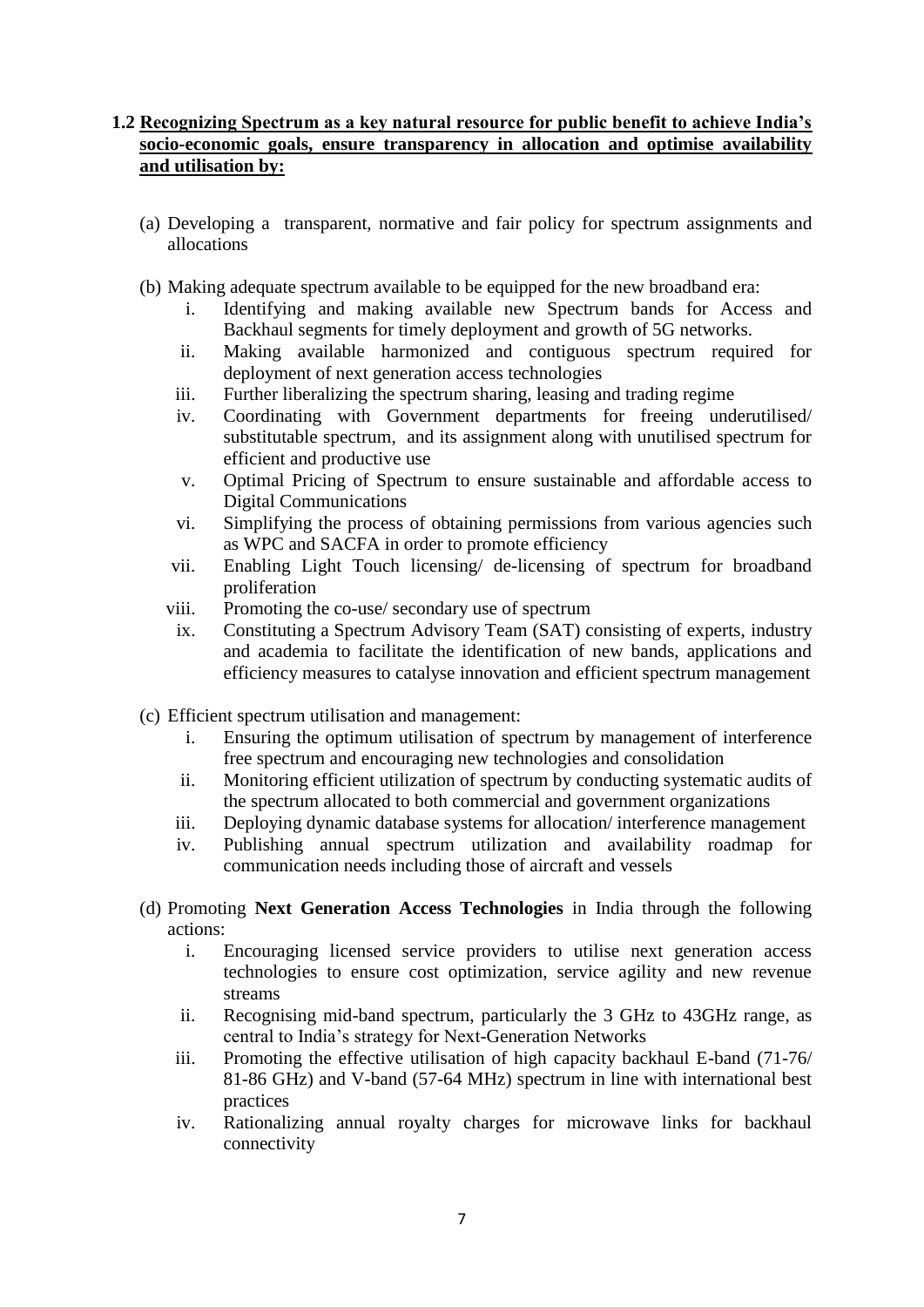**1.2 Recognizing Spectrum as a key natural resource for public benefit to achieve India's socio-economic goals, ensure transparency in allocation and optimise availability and utilisation by:**

(a) Developing a transparent, normative and fair policy for spectrum assignments and allocations

(b) Making adequate spectrum available to be equipped for the new broadband era:

  i. Identifying and making available new Spectrum bands for Access and Backhaul segments for timely deployment and growth of 5G networks.
  ii. Making available harmonized and contiguous spectrum required for deployment of next generation access technologies
  iii. Further liberalizing the spectrum sharing, leasing and trading regime
  iv. Coordinating with Government departments for freeing underutilised/ substitutable spectrum, and its assignment along with unutilised spectrum for efficient and productive use
  v. Optimal Pricing of Spectrum to ensure sustainable and affordable access to Digital Communications
  vi. Simplifying the process of obtaining permissions from various agencies such as WPC and SACFA in order to promote efficiency
  vii. Enabling Light Touch licensing/ de-licensing of spectrum for broadband proliferation
  viii. Promoting the co-use/ secondary use of spectrum
  ix. Constituting a Spectrum Advisory Team (SAT) consisting of experts, industry and academia to facilitate the identification of new bands, applications and efficiency measures to catalyse innovation and efficient spectrum management

(c) Efficient spectrum utilisation and management:

  i. Ensuring the optimum utilisation of spectrum by management of interference free spectrum and encouraging new technologies and consolidation
  ii. Monitoring efficient utilization of spectrum by conducting systematic audits of the spectrum allocated to both commercial and government organizations
  iii. Deploying dynamic database systems for allocation/ interference management
  iv. Publishing annual spectrum utilization and availability roadmap for communication needs including those of aircraft and vessels

(d) Promoting **Next Generation Access Technologies** in India through the following actions:

  i. Encouraging licensed service providers to utilise next generation access technologies to ensure cost optimization, service agility and new revenue streams
  ii. Recognising mid-band spectrum, particularly the 3 GHz to 43GHz range, as central to India's strategy for Next-Generation Networks
  iii. Promoting the effective utilisation of high capacity backhaul E-band (71-76/ 81-86 GHz) and V-band (57-64 MHz) spectrum in line with international best practices
  iv. Rationalizing annual royalty charges for microwave links for backhaul connectivity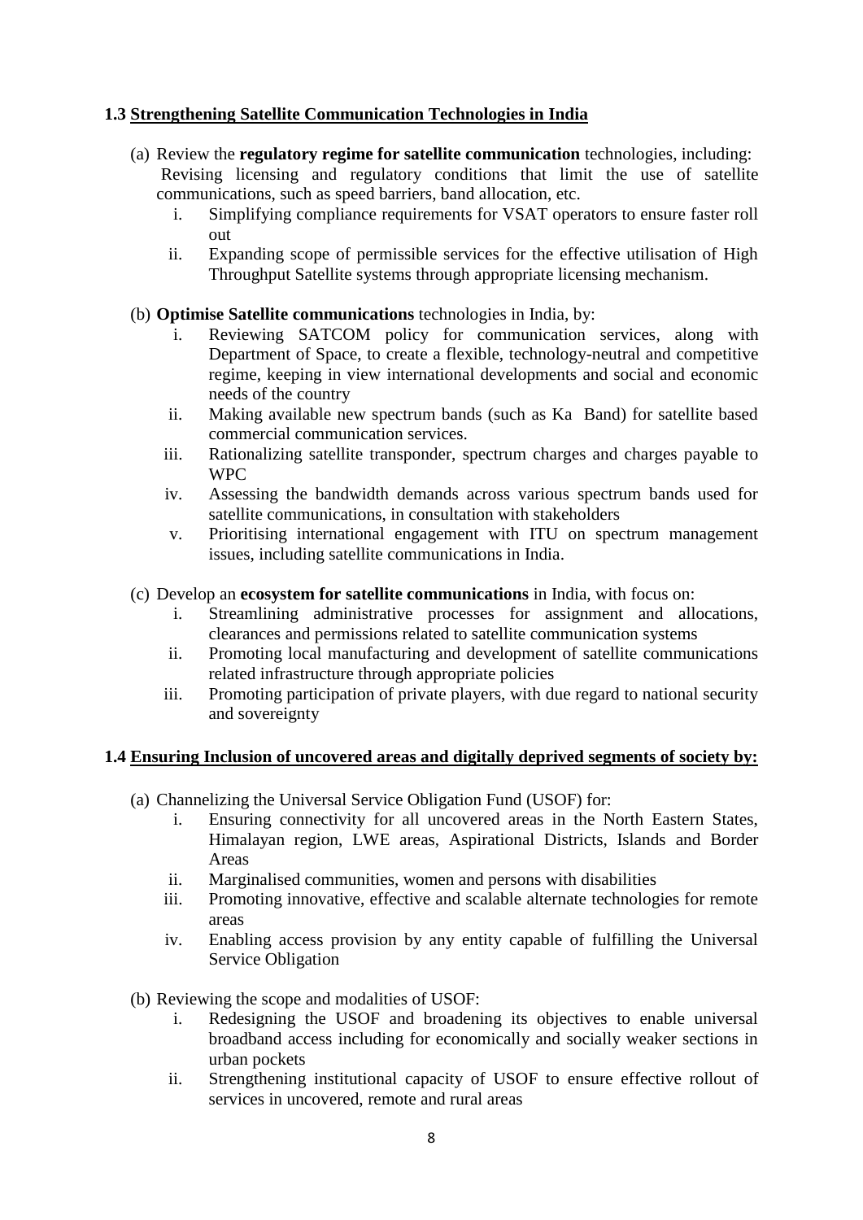**1.3 <u>Strengthening Satellite Communication Technologies in India</u>**

(a) Review the **regulatory regime for satellite communication** technologies, including: Revising licensing and regulatory conditions that limit the use of satellite communications, such as speed barriers, band allocation, etc.

   i. Simplifying compliance requirements for VSAT operators to ensure faster roll out

   ii. Expanding scope of permissible services for the effective utilisation of High Throughput Satellite systems through appropriate licensing mechanism.

(b) **Optimise Satellite communications** technologies in India, by:

   i. Reviewing SATCOM policy for communication services, along with Department of Space, to create a flexible, technology-neutral and competitive regime, keeping in view international developments and social and economic needs of the country

   ii. Making available new spectrum bands (such as Ka Band) for satellite based commercial communication services.

   iii. Rationalizing satellite transponder, spectrum charges and charges payable to WPC

   iv. Assessing the bandwidth demands across various spectrum bands used for satellite communications, in consultation with stakeholders

   v. Prioritising international engagement with ITU on spectrum management issues, including satellite communications in India.

(c) Develop an **ecosystem for satellite communications** in India, with focus on:

   i. Streamlining administrative processes for assignment and allocations, clearances and permissions related to satellite communication systems

   ii. Promoting local manufacturing and development of satellite communications related infrastructure through appropriate policies

   iii. Promoting participation of private players, with due regard to national security and sovereignty

**1.4 <u>Ensuring Inclusion of uncovered areas and digitally deprived segments of society by:</u>**

(a) Channelizing the Universal Service Obligation Fund (USOF) for:

   i. Ensuring connectivity for all uncovered areas in the North Eastern States, Himalayan region, LWE areas, Aspirational Districts, Islands and Border Areas

   ii. Marginalised communities, women and persons with disabilities

   iii. Promoting innovative, effective and scalable alternate technologies for remote areas

   iv. Enabling access provision by any entity capable of fulfilling the Universal Service Obligation

(b) Reviewing the scope and modalities of USOF:

   i. Redesigning the USOF and broadening its objectives to enable universal broadband access including for economically and socially weaker sections in urban pockets

   ii. Strengthening institutional capacity of USOF to ensure effective rollout of services in uncovered, remote and rural areas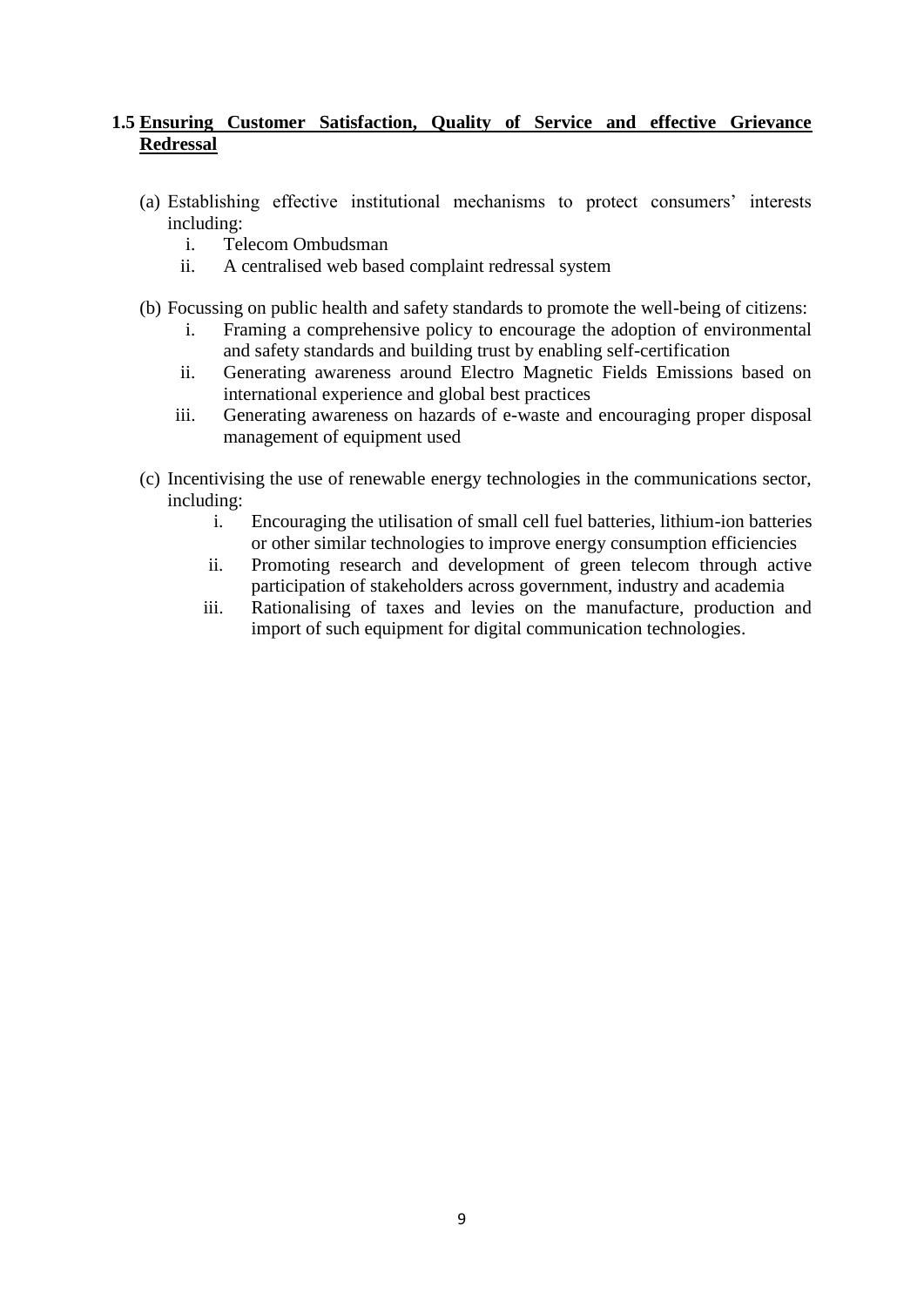### 1.5 <u>Ensuring Customer Satisfaction, Quality of Service and effective Grievance Redressal</u>

(a) Establishing effective institutional mechanisms to protect consumers' interests including:

   i. Telecom Ombudsman
   ii. A centralised web based complaint redressal system

(b) Focussing on public health and safety standards to promote the well-being of citizens:

   i. Framing a comprehensive policy to encourage the adoption of environmental and safety standards and building trust by enabling self-certification
   ii. Generating awareness around Electro Magnetic Fields Emissions based on international experience and global best practices
   iii. Generating awareness on hazards of e-waste and encouraging proper disposal management of equipment used

(c) Incentivising the use of renewable energy technologies in the communications sector, including:

   i. Encouraging the utilisation of small cell fuel batteries, lithium-ion batteries or other similar technologies to improve energy consumption efficiencies
   ii. Promoting research and development of green telecom through active participation of stakeholders across government, industry and academia
   iii. Rationalising of taxes and levies on the manufacture, production and import of such equipment for digital communication technologies.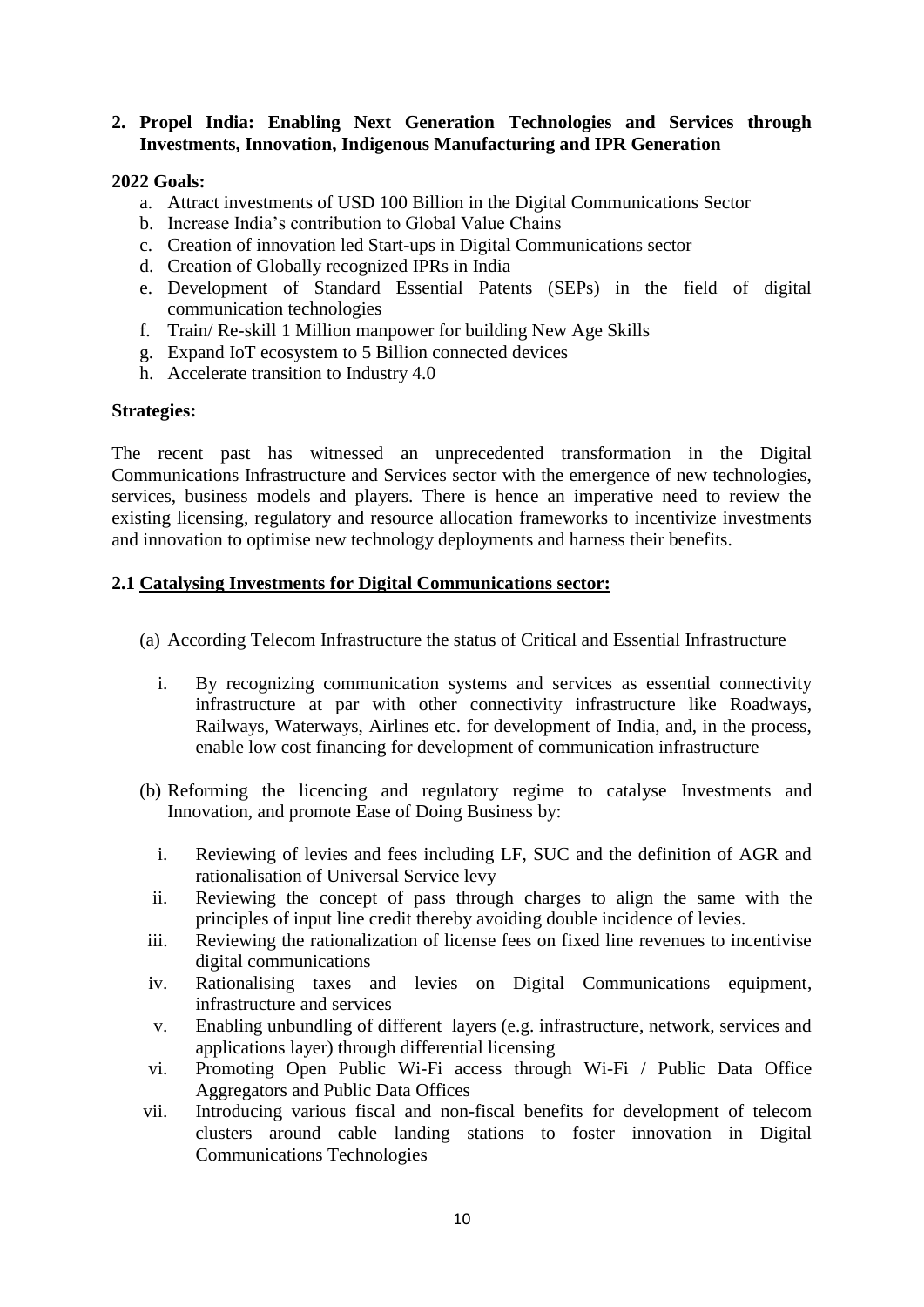## 2. Propel India: Enabling Next Generation Technologies and Services through Investments, Innovation, Indigenous Manufacturing and IPR Generation

**2022 Goals:**

a. Attract investments of USD 100 Billion in the Digital Communications Sector
b. Increase India's contribution to Global Value Chains
c. Creation of innovation led Start-ups in Digital Communications sector
d. Creation of Globally recognized IPRs in India
e. Development of Standard Essential Patents (SEPs) in the field of digital communication technologies
f. Train/ Re-skill 1 Million manpower for building New Age Skills
g. Expand IoT ecosystem to 5 Billion connected devices
h. Accelerate transition to Industry 4.0

**Strategies:**

The recent past has witnessed an unprecedented transformation in the Digital Communications Infrastructure and Services sector with the emergence of new technologies, services, business models and players. There is hence an imperative need to review the existing licensing, regulatory and resource allocation frameworks to incentivize investments and innovation to optimise new technology deployments and harness their benefits.

### 2.1 Catalysing Investments for Digital Communications sector:

(a) According Telecom Infrastructure the status of Critical and Essential Infrastructure

i. By recognizing communication systems and services as essential connectivity infrastructure at par with other connectivity infrastructure like Roadways, Railways, Waterways, Airlines etc. for development of India, and, in the process, enable low cost financing for development of communication infrastructure

(b) Reforming the licencing and regulatory regime to catalyse Investments and Innovation, and promote Ease of Doing Business by:

i. Reviewing of levies and fees including LF, SUC and the definition of AGR and rationalisation of Universal Service levy
ii. Reviewing the concept of pass through charges to align the same with the principles of input line credit thereby avoiding double incidence of levies.
iii. Reviewing the rationalization of license fees on fixed line revenues to incentivise digital communications
iv. Rationalising taxes and levies on Digital Communications equipment, infrastructure and services
v. Enabling unbundling of different layers (e.g. infrastructure, network, services and applications layer) through differential licensing
vi. Promoting Open Public Wi-Fi access through Wi-Fi / Public Data Office Aggregators and Public Data Offices
vii. Introducing various fiscal and non-fiscal benefits for development of telecom clusters around cable landing stations to foster innovation in Digital Communications Technologies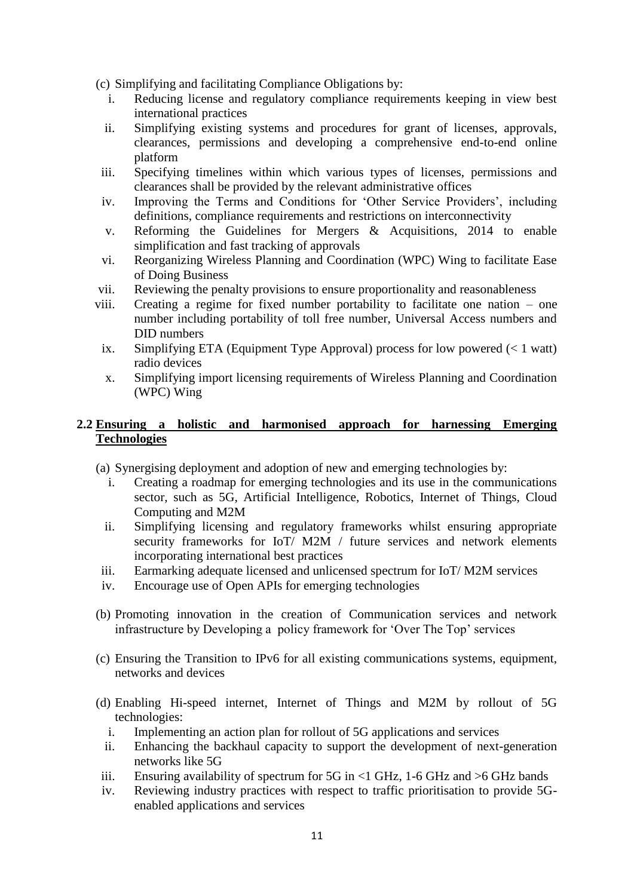(c) Simplifying and facilitating Compliance Obligations by:

i. Reducing license and regulatory compliance requirements keeping in view best international practices
ii. Simplifying existing systems and procedures for grant of licenses, approvals, clearances, permissions and developing a comprehensive end-to-end online platform
iii. Specifying timelines within which various types of licenses, permissions and clearances shall be provided by the relevant administrative offices
iv. Improving the Terms and Conditions for 'Other Service Providers', including definitions, compliance requirements and restrictions on interconnectivity
v. Reforming the Guidelines for Mergers & Acquisitions, 2014 to enable simplification and fast tracking of approvals
vi. Reorganizing Wireless Planning and Coordination (WPC) Wing to facilitate Ease of Doing Business
vii. Reviewing the penalty provisions to ensure proportionality and reasonableness
viii. Creating a regime for fixed number portability to facilitate one nation – one number including portability of toll free number, Universal Access numbers and DID numbers
ix. Simplifying ETA (Equipment Type Approval) process for low powered (< 1 watt) radio devices
x. Simplifying import licensing requirements of Wireless Planning and Coordination (WPC) Wing

## 2.2 <u>Ensuring a holistic and harmonised approach for harnessing Emerging Technologies</u>

(a) Synergising deployment and adoption of new and emerging technologies by:

i. Creating a roadmap for emerging technologies and its use in the communications sector, such as 5G, Artificial Intelligence, Robotics, Internet of Things, Cloud Computing and M2M
ii. Simplifying licensing and regulatory frameworks whilst ensuring appropriate security frameworks for IoT/ M2M / future services and network elements incorporating international best practices
iii. Earmarking adequate licensed and unlicensed spectrum for IoT/ M2M services
iv. Encourage use of Open APIs for emerging technologies

(b) Promoting innovation in the creation of Communication services and network infrastructure by Developing a policy framework for 'Over The Top' services

(c) Ensuring the Transition to IPv6 for all existing communications systems, equipment, networks and devices

(d) Enabling Hi-speed internet, Internet of Things and M2M by rollout of 5G technologies:

i. Implementing an action plan for rollout of 5G applications and services
ii. Enhancing the backhaul capacity to support the development of next-generation networks like 5G
iii. Ensuring availability of spectrum for 5G in <1 GHz, 1-6 GHz and >6 GHz bands
iv. Reviewing industry practices with respect to traffic prioritisation to provide 5G-enabled applications and services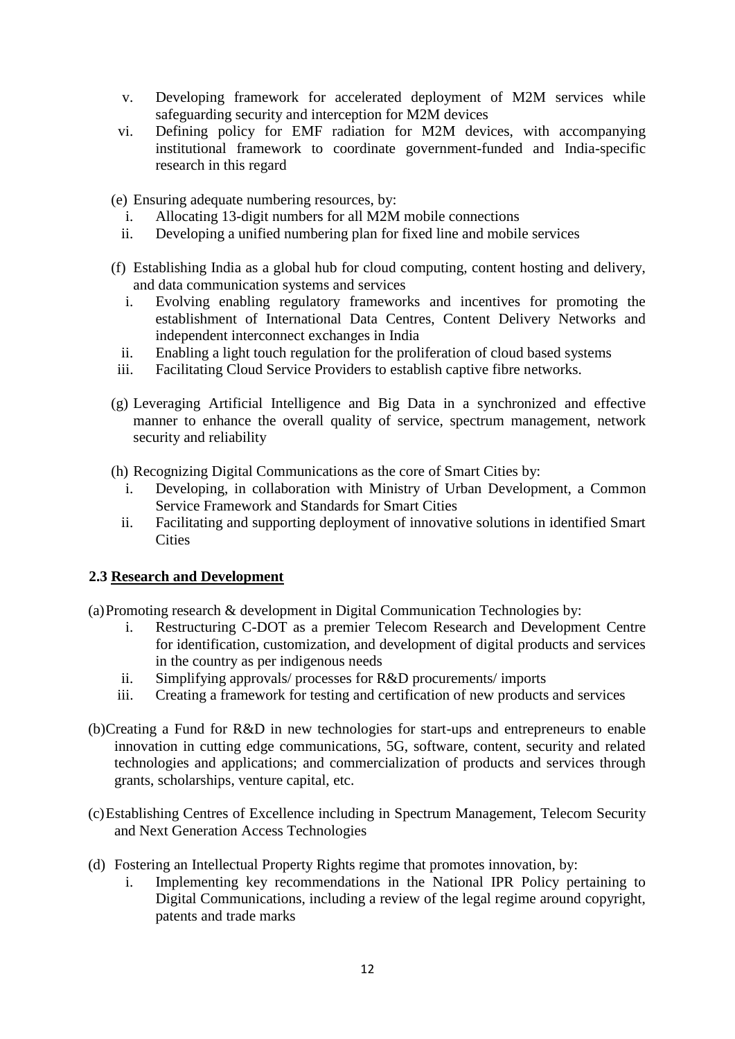v. Developing framework for accelerated deployment of M2M services while safeguarding security and interception for M2M devices
vi. Defining policy for EMF radiation for M2M devices, with accompanying institutional framework to coordinate government-funded and India-specific research in this regard

(e) Ensuring adequate numbering resources, by:
   i. Allocating 13-digit numbers for all M2M mobile connections
   ii. Developing a unified numbering plan for fixed line and mobile services

(f) Establishing India as a global hub for cloud computing, content hosting and delivery, and data communication systems and services
   i. Evolving enabling regulatory frameworks and incentives for promoting the establishment of International Data Centres, Content Delivery Networks and independent interconnect exchanges in India
   ii. Enabling a light touch regulation for the proliferation of cloud based systems
   iii. Facilitating Cloud Service Providers to establish captive fibre networks.

(g) Leveraging Artificial Intelligence and Big Data in a synchronized and effective manner to enhance the overall quality of service, spectrum management, network security and reliability

(h) Recognizing Digital Communications as the core of Smart Cities by:
   i. Developing, in collaboration with Ministry of Urban Development, a Common Service Framework and Standards for Smart Cities
   ii. Facilitating and supporting deployment of innovative solutions in identified Smart Cities

### 2.3 Research and Development

(a) Promoting research & development in Digital Communication Technologies by:
   i. Restructuring C-DOT as a premier Telecom Research and Development Centre for identification, customization, and development of digital products and services in the country as per indigenous needs
   ii. Simplifying approvals/ processes for R&D procurements/ imports
   iii. Creating a framework for testing and certification of new products and services

(b) Creating a Fund for R&D in new technologies for start-ups and entrepreneurs to enable innovation in cutting edge communications, 5G, software, content, security and related technologies and applications; and commercialization of products and services through grants, scholarships, venture capital, etc.

(c) Establishing Centres of Excellence including in Spectrum Management, Telecom Security and Next Generation Access Technologies

(d) Fostering an Intellectual Property Rights regime that promotes innovation, by:
   i. Implementing key recommendations in the National IPR Policy pertaining to Digital Communications, including a review of the legal regime around copyright, patents and trade marks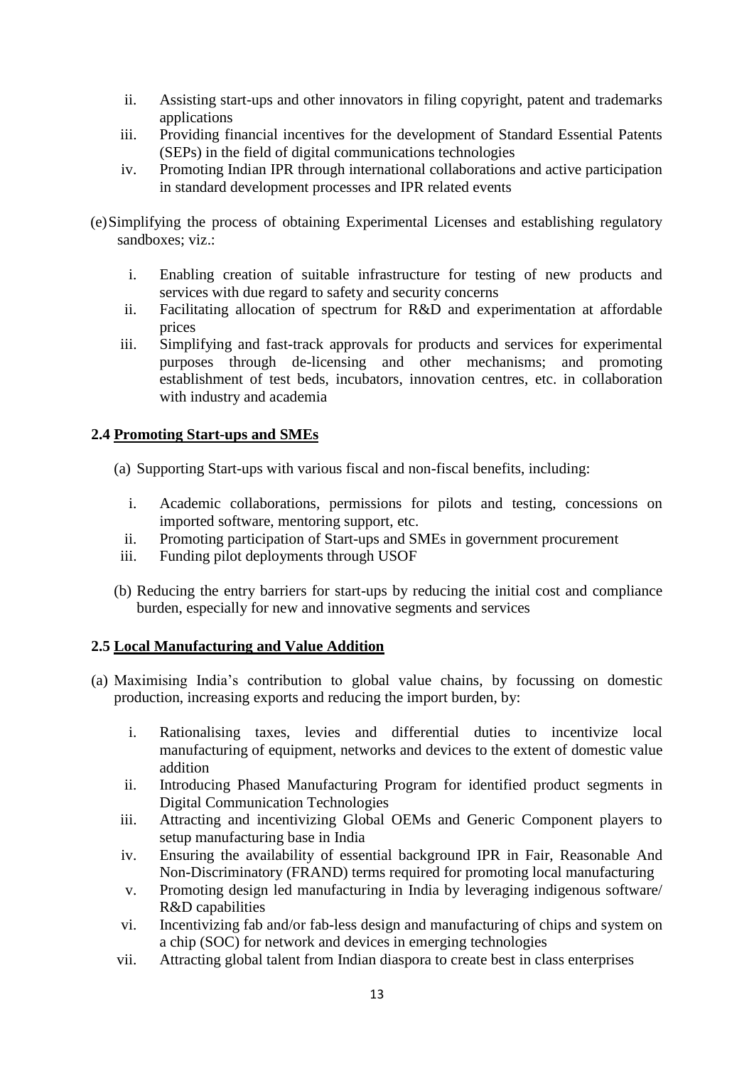ii. Assisting start-ups and other innovators in filing copyright, patent and trademarks applications
iii. Providing financial incentives for the development of Standard Essential Patents (SEPs) in the field of digital communications technologies
iv. Promoting Indian IPR through international collaborations and active participation in standard development processes and IPR related events

(e) Simplifying the process of obtaining Experimental Licenses and establishing regulatory sandboxes; viz.:

i. Enabling creation of suitable infrastructure for testing of new products and services with due regard to safety and security concerns
ii. Facilitating allocation of spectrum for R&D and experimentation at affordable prices
iii. Simplifying and fast-track approvals for products and services for experimental purposes through de-licensing and other mechanisms; and promoting establishment of test beds, incubators, innovation centres, etc. in collaboration with industry and academia

## 2.4 Promoting Start-ups and SMEs

(a) Supporting Start-ups with various fiscal and non-fiscal benefits, including:

i. Academic collaborations, permissions for pilots and testing, concessions on imported software, mentoring support, etc.
ii. Promoting participation of Start-ups and SMEs in government procurement
iii. Funding pilot deployments through USOF

(b) Reducing the entry barriers for start-ups by reducing the initial cost and compliance burden, especially for new and innovative segments and services

## 2.5 Local Manufacturing and Value Addition

(a) Maximising India's contribution to global value chains, by focussing on domestic production, increasing exports and reducing the import burden, by:

i. Rationalising taxes, levies and differential duties to incentivize local manufacturing of equipment, networks and devices to the extent of domestic value addition
ii. Introducing Phased Manufacturing Program for identified product segments in Digital Communication Technologies
iii. Attracting and incentivizing Global OEMs and Generic Component players to setup manufacturing base in India
iv. Ensuring the availability of essential background IPR in Fair, Reasonable And Non-Discriminatory (FRAND) terms required for promoting local manufacturing
v. Promoting design led manufacturing in India by leveraging indigenous software/ R&D capabilities
vi. Incentivizing fab and/or fab-less design and manufacturing of chips and system on a chip (SOC) for network and devices in emerging technologies
vii. Attracting global talent from Indian diaspora to create best in class enterprises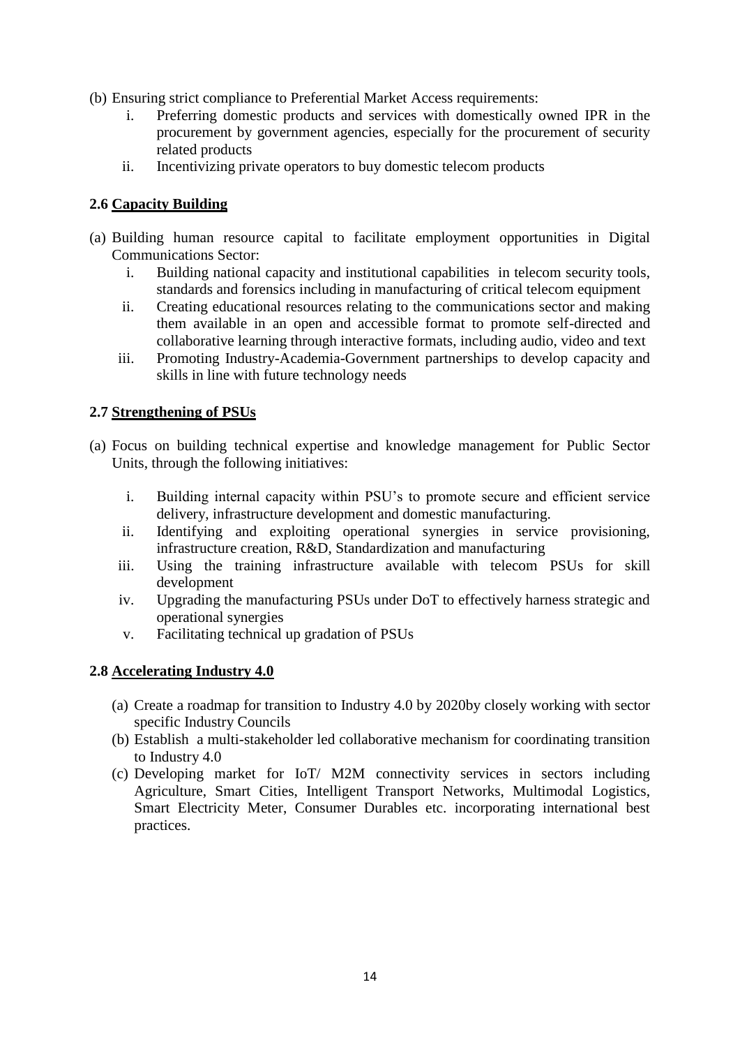(b) Ensuring strict compliance to Preferential Market Access requirements:

   i. Preferring domestic products and services with domestically owned IPR in the procurement by government agencies, especially for the procurement of security related products
   
   ii. Incentivizing private operators to buy domestic telecom products

### 2.6 Capacity Building

(a) Building human resource capital to facilitate employment opportunities in Digital Communications Sector:

   i. Building national capacity and institutional capabilities in telecom security tools, standards and forensics including in manufacturing of critical telecom equipment
   
   ii. Creating educational resources relating to the communications sector and making them available in an open and accessible format to promote self-directed and collaborative learning through interactive formats, including audio, video and text
   
   iii. Promoting Industry-Academia-Government partnerships to develop capacity and skills in line with future technology needs

### 2.7 Strengthening of PSUs

(a) Focus on building technical expertise and knowledge management for Public Sector Units, through the following initiatives:

   i. Building internal capacity within PSU's to promote secure and efficient service delivery, infrastructure development and domestic manufacturing.
   
   ii. Identifying and exploiting operational synergies in service provisioning, infrastructure creation, R&D, Standardization and manufacturing
   
   iii. Using the training infrastructure available with telecom PSUs for skill development
   
   iv. Upgrading the manufacturing PSUs under DoT to effectively harness strategic and operational synergies
   
   v. Facilitating technical up gradation of PSUs

### 2.8 Accelerating Industry 4.0

(a) Create a roadmap for transition to Industry 4.0 by 2020by closely working with sector specific Industry Councils

(b) Establish a multi-stakeholder led collaborative mechanism for coordinating transition to Industry 4.0

(c) Developing market for IoT/ M2M connectivity services in sectors including Agriculture, Smart Cities, Intelligent Transport Networks, Multimodal Logistics, Smart Electricity Meter, Consumer Durables etc. incorporating international best practices.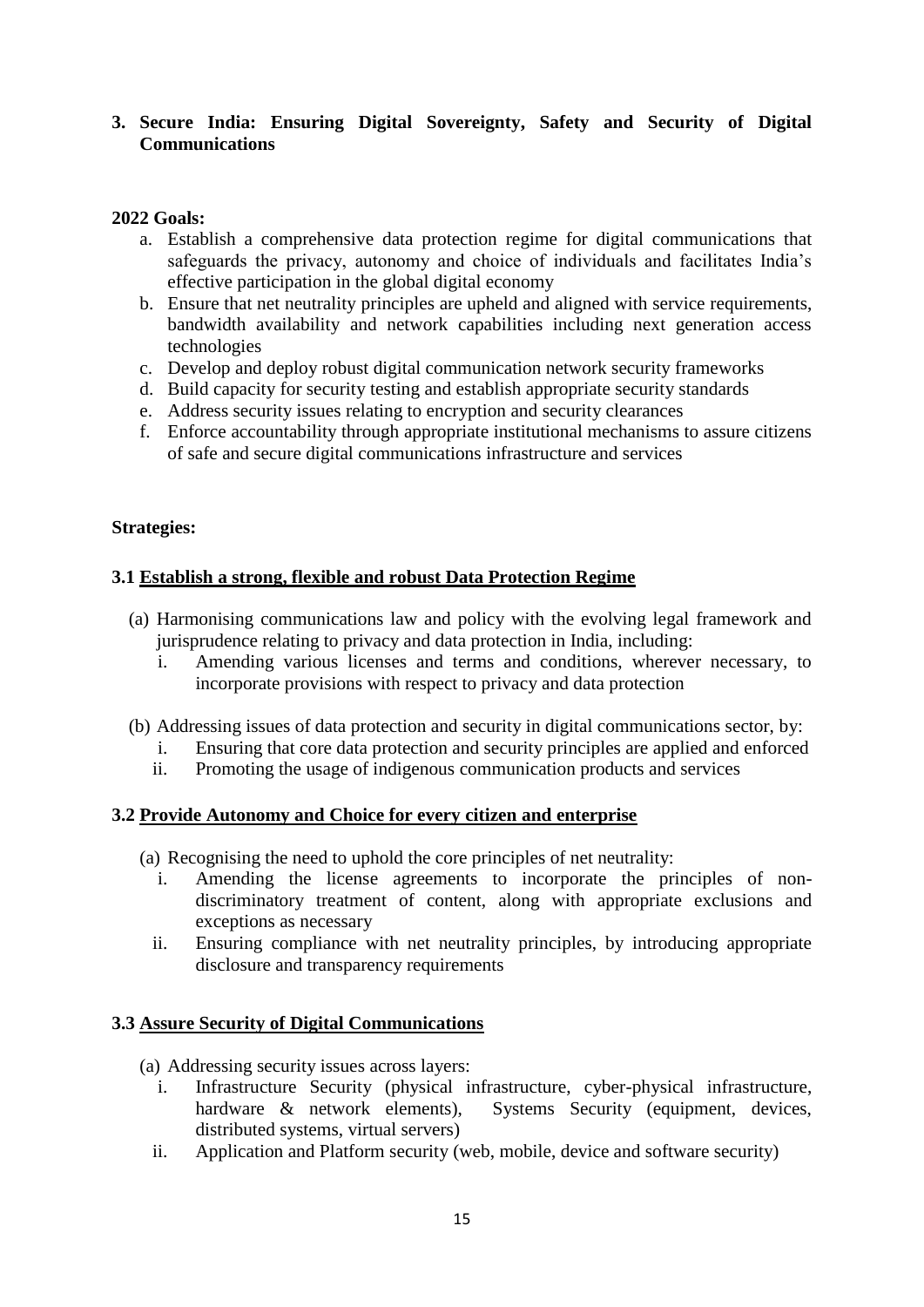## 3. Secure India: Ensuring Digital Sovereignty, Safety and Security of Digital Communications

**2022 Goals:**

a. Establish a comprehensive data protection regime for digital communications that safeguards the privacy, autonomy and choice of individuals and facilitates India's effective participation in the global digital economy
b. Ensure that net neutrality principles are upheld and aligned with service requirements, bandwidth availability and network capabilities including next generation access technologies
c. Develop and deploy robust digital communication network security frameworks
d. Build capacity for security testing and establish appropriate security standards
e. Address security issues relating to encryption and security clearances
f. Enforce accountability through appropriate institutional mechanisms to assure citizens of safe and secure digital communications infrastructure and services

**Strategies:**

### 3.1 Establish a strong, flexible and robust Data Protection Regime

(a) Harmonising communications law and policy with the evolving legal framework and jurisprudence relating to privacy and data protection in India, including:
   i. Amending various licenses and terms and conditions, wherever necessary, to incorporate provisions with respect to privacy and data protection

(b) Addressing issues of data protection and security in digital communications sector, by:
   i. Ensuring that core data protection and security principles are applied and enforced
   ii. Promoting the usage of indigenous communication products and services

### 3.2 Provide Autonomy and Choice for every citizen and enterprise

(a) Recognising the need to uphold the core principles of net neutrality:
   i. Amending the license agreements to incorporate the principles of non-discriminatory treatment of content, along with appropriate exclusions and exceptions as necessary
   ii. Ensuring compliance with net neutrality principles, by introducing appropriate disclosure and transparency requirements

### 3.3 Assure Security of Digital Communications

(a) Addressing security issues across layers:
   i. Infrastructure Security (physical infrastructure, cyber-physical infrastructure, hardware & network elements), Systems Security (equipment, devices, distributed systems, virtual servers)
   ii. Application and Platform security (web, mobile, device and software security)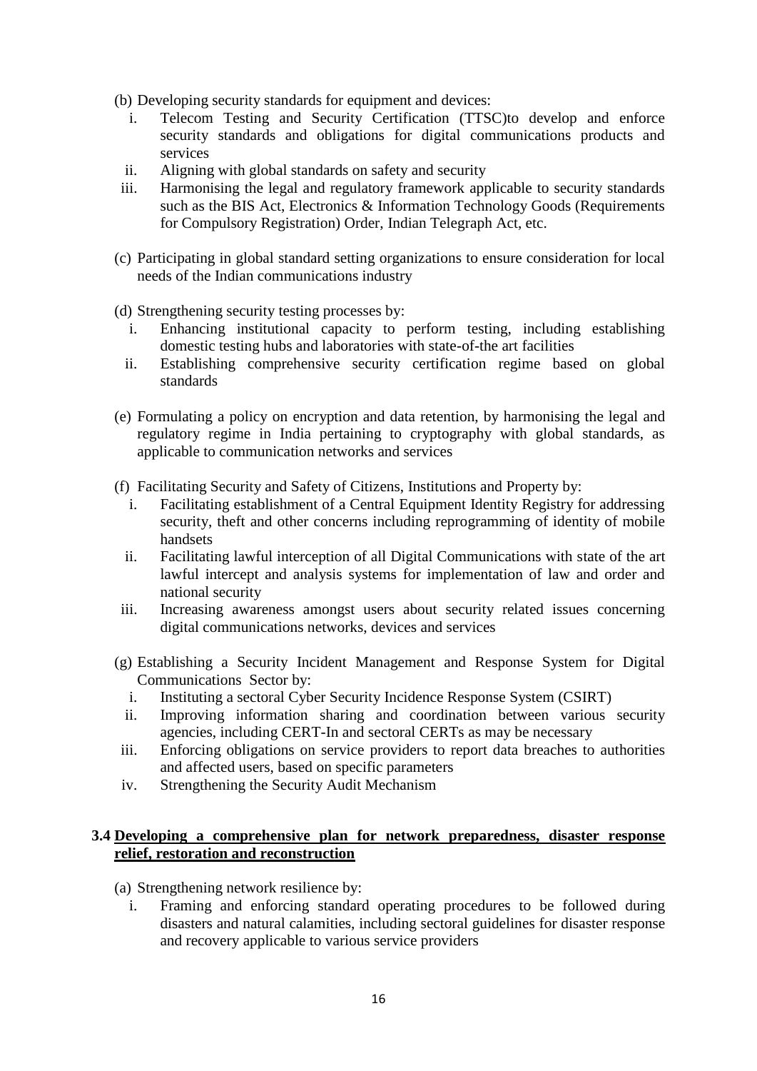(b) Developing security standards for equipment and devices:

   i. Telecom Testing and Security Certification (TTSC)to develop and enforce security standards and obligations for digital communications products and services

   ii. Aligning with global standards on safety and security

   iii. Harmonising the legal and regulatory framework applicable to security standards such as the BIS Act, Electronics & Information Technology Goods (Requirements for Compulsory Registration) Order, Indian Telegraph Act, etc.

(c) Participating in global standard setting organizations to ensure consideration for local needs of the Indian communications industry

(d) Strengthening security testing processes by:

   i. Enhancing institutional capacity to perform testing, including establishing domestic testing hubs and laboratories with state-of-the art facilities

   ii. Establishing comprehensive security certification regime based on global standards

(e) Formulating a policy on encryption and data retention, by harmonising the legal and regulatory regime in India pertaining to cryptography with global standards, as applicable to communication networks and services

(f) Facilitating Security and Safety of Citizens, Institutions and Property by:

   i. Facilitating establishment of a Central Equipment Identity Registry for addressing security, theft and other concerns including reprogramming of identity of mobile handsets

   ii. Facilitating lawful interception of all Digital Communications with state of the art lawful intercept and analysis systems for implementation of law and order and national security

   iii. Increasing awareness amongst users about security related issues concerning digital communications networks, devices and services

(g) Establishing a Security Incident Management and Response System for Digital Communications Sector by:

   i. Instituting a sectoral Cyber Security Incidence Response System (CSIRT)

   ii. Improving information sharing and coordination between various security agencies, including CERT-In and sectoral CERTs as may be necessary

   iii. Enforcing obligations on service providers to report data breaches to authorities and affected users, based on specific parameters

   iv. Strengthening the Security Audit Mechanism

### 3.4 <u>Developing a comprehensive plan for network preparedness, disaster response relief, restoration and reconstruction</u>

(a) Strengthening network resilience by:

   i. Framing and enforcing standard operating procedures to be followed during disasters and natural calamities, including sectoral guidelines for disaster response and recovery applicable to various service providers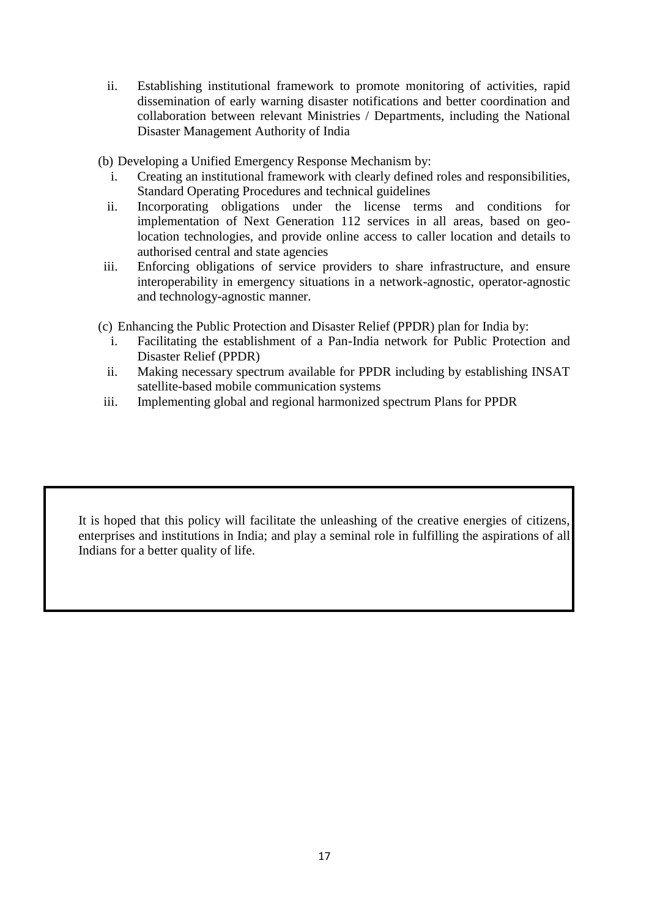ii. Establishing institutional framework to promote monitoring of activities, rapid dissemination of early warning disaster notifications and better coordination and collaboration between relevant Ministries / Departments, including the National Disaster Management Authority of India

(b) Developing a Unified Emergency Response Mechanism by:

i. Creating an institutional framework with clearly defined roles and responsibilities, Standard Operating Procedures and technical guidelines
ii. Incorporating obligations under the license terms and conditions for implementation of Next Generation 112 services in all areas, based on geo-location technologies, and provide online access to caller location and details to authorised central and state agencies
iii. Enforcing obligations of service providers to share infrastructure, and ensure interoperability in emergency situations in a network-agnostic, operator-agnostic and technology-agnostic manner.

(c) Enhancing the Public Protection and Disaster Relief (PPDR) plan for India by:

i. Facilitating the establishment of a Pan-India network for Public Protection and Disaster Relief (PPDR)
ii. Making necessary spectrum available for PPDR including by establishing INSAT satellite-based mobile communication systems
iii. Implementing global and regional harmonized spectrum Plans for PPDR

It is hoped that this policy will facilitate the unleashing of the creative energies of citizens, enterprises and institutions in India; and play a seminal role in fulfilling the aspirations of all Indians for a better quality of life.